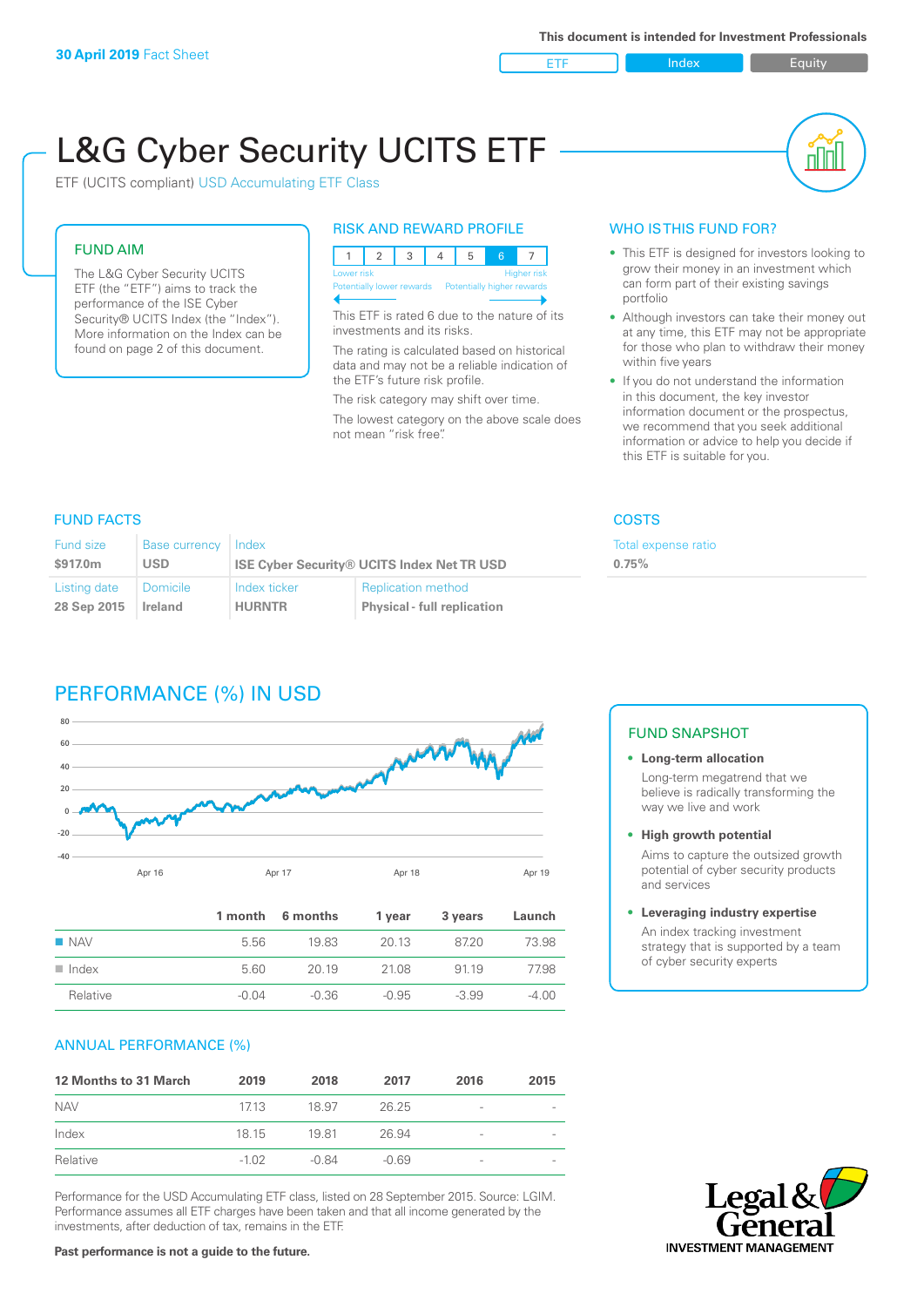30 April 2019 Fact Sheet

This document is intended for Investment Professionals

ETF | Index | Equity

# L&G Cyber Security UCITS ETF

ETF (UCITS compliant) USD Accumulating ETF Class

## FUND AIM

The L&G Cyber Security UCITS ETF (the "ETF") aims to track the performance of the ISE Cyber Security® UCITS Index (the "Index"). More information on the Index can be found on page 2 of this document.

## RISK AND REWARD PROFILE

| 1 | 2 | 3 | 4 | 5 | 6 | 7 |
|---|---|---|---|---|---|---|

Lower risk — Higher risk
Potentially lower rewards — Potentially higher rewards

This ETF is rated 6 due to the nature of its investments and its risks.

The rating is calculated based on historical data and may not be a reliable indication of the ETF's future risk profile.

The risk category may shift over time.

The lowest category on the above scale does not mean "risk free".

## WHO IS THIS FUND FOR?

- This ETF is designed for investors looking to grow their money in an investment which can form part of their existing savings portfolio
- Although investors can take their money out at any time, this ETF may not be appropriate for those who plan to withdraw their money within five years
- If you do not understand the information in this document, the key investor information document or the prospectus, we recommend that you seek additional information or advice to help you decide if this ETF is suitable for you.

## FUND FACTS

| Fund size | Base currency | Index | |
|---|---|---|---|
| $917.0m | USD | ISE Cyber Security® UCITS Index Net TR USD | |
| **Listing date** | **Domicile** | **Index ticker** | **Replication method** |
| 28 Sep 2015 | Ireland | HURNTR | Physical - full replication |

## COSTS

| Total expense ratio |
|---|
| 0.75% |

## PERFORMANCE (%) IN USD

| | 1 month | 6 months | 1 year | 3 years | Launch |
|---|---|---|---|---|---|
| NAV | 5.56 | 19.83 | 20.13 | 87.20 | 73.98 |
| Index | 5.60 | 20.19 | 21.08 | 91.19 | 77.98 |
| Relative | -0.04 | -0.36 | -0.95 | -3.99 | -4.00 |

## ANNUAL PERFORMANCE (%)

| 12 Months to 31 March | 2019 | 2018 | 2017 | 2016 | 2015 |
|---|---|---|---|---|---|
| NAV | 17.13 | 18.97 | 26.25 | - | - |
| Index | 18.15 | 19.81 | 26.94 | - | - |
| Relative | -1.02 | -0.84 | -0.69 | - | - |

Performance for the USD Accumulating ETF class, listed on 28 September 2015. Source: LGIM. Performance assumes all ETF charges have been taken and that all income generated by the investments, after deduction of tax, remains in the ETF.

**Past performance is not a guide to the future.**

## FUND SNAPSHOT

- **Long-term allocation**
  Long-term megatrend that we believe is radically transforming the way we live and work
- **High growth potential**
  Aims to capture the outsized growth potential of cyber security products and services
- **Leveraging industry expertise**
  An index tracking investment strategy that is supported by a team of cyber security experts

Legal & General INVESTMENT MANAGEMENT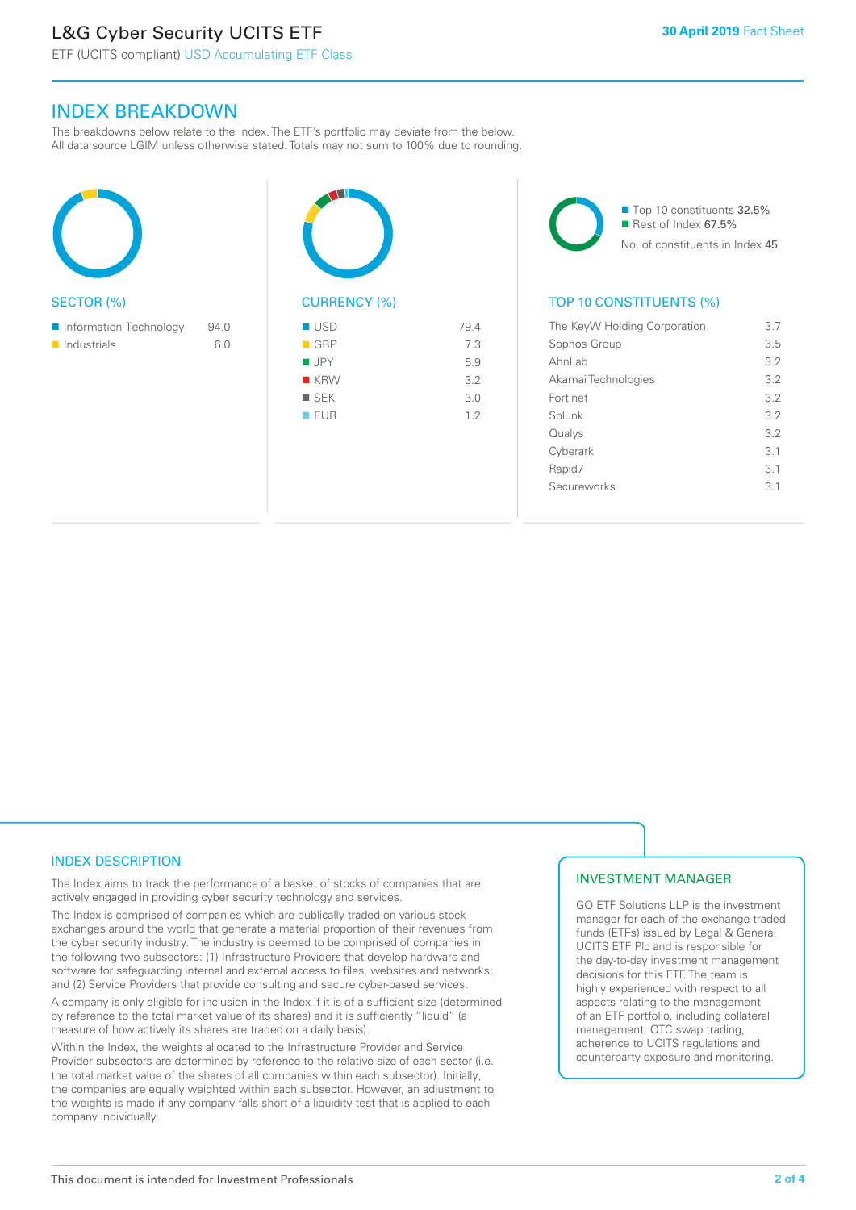## INDEX BREAKDOWN

The breakdowns below relate to the Index. The ETF's portfolio may deviate from the below. All data source LGIM unless otherwise stated. Totals may not sum to 100% due to rounding.

### SECTOR (%)

| Sector | % |
|---|---|
| Information Technology | 94.0 |
| Industrials | 6.0 |

### CURRENCY (%)

| Currency | % |
|---|---|
| USD | 79.4 |
| GBP | 7.3 |
| JPY | 5.9 |
| KRW | 3.2 |
| SEK | 3.0 |
| EUR | 1.2 |

- Top 10 constituents 32.5%
- Rest of Index 67.5%

No. of constituents in Index 45

### TOP 10 CONSTITUENTS (%)

| Constituent | % |
|---|---|
| The KeyW Holding Corporation | 3.7 |
| Sophos Group | 3.5 |
| AhnLab | 3.2 |
| Akamai Technologies | 3.2 |
| Fortinet | 3.2 |
| Splunk | 3.2 |
| Qualys | 3.2 |
| Cyberark | 3.1 |
| Rapid7 | 3.1 |
| Secureworks | 3.1 |

## INDEX DESCRIPTION

The Index aims to track the performance of a basket of stocks of companies that are actively engaged in providing cyber security technology and services.

The Index is comprised of companies which are publically traded on various stock exchanges around the world that generate a material proportion of their revenues from the cyber security industry. The industry is deemed to be comprised of companies in the following two subsectors: (1) Infrastructure Providers that develop hardware and software for safeguarding internal and external access to files, websites and networks; and (2) Service Providers that provide consulting and secure cyber-based services.

A company is only eligible for inclusion in the Index if it is of a sufficient size (determined by reference to the total market value of its shares) and it is sufficiently "liquid" (a measure of how actively its shares are traded on a daily basis).

Within the Index, the weights allocated to the Infrastructure Provider and Service Provider subsectors are determined by reference to the relative size of each sector (i.e. the total market value of the shares of all companies within each subsector). Initially, the companies are equally weighted within each subsector. However, an adjustment to the weights is made if any company falls short of a liquidity test that is applied to each company individually.

## INVESTMENT MANAGER

GO ETF Solutions LLP is the investment manager for each of the exchange traded funds (ETFs) issued by Legal & General UCITS ETF Plc and is responsible for the day-to-day investment management decisions for this ETF. The team is highly experienced with respect to all aspects relating to the management of an ETF portfolio, including collateral management, OTC swap trading, adherence to UCITS regulations and counterparty exposure and monitoring.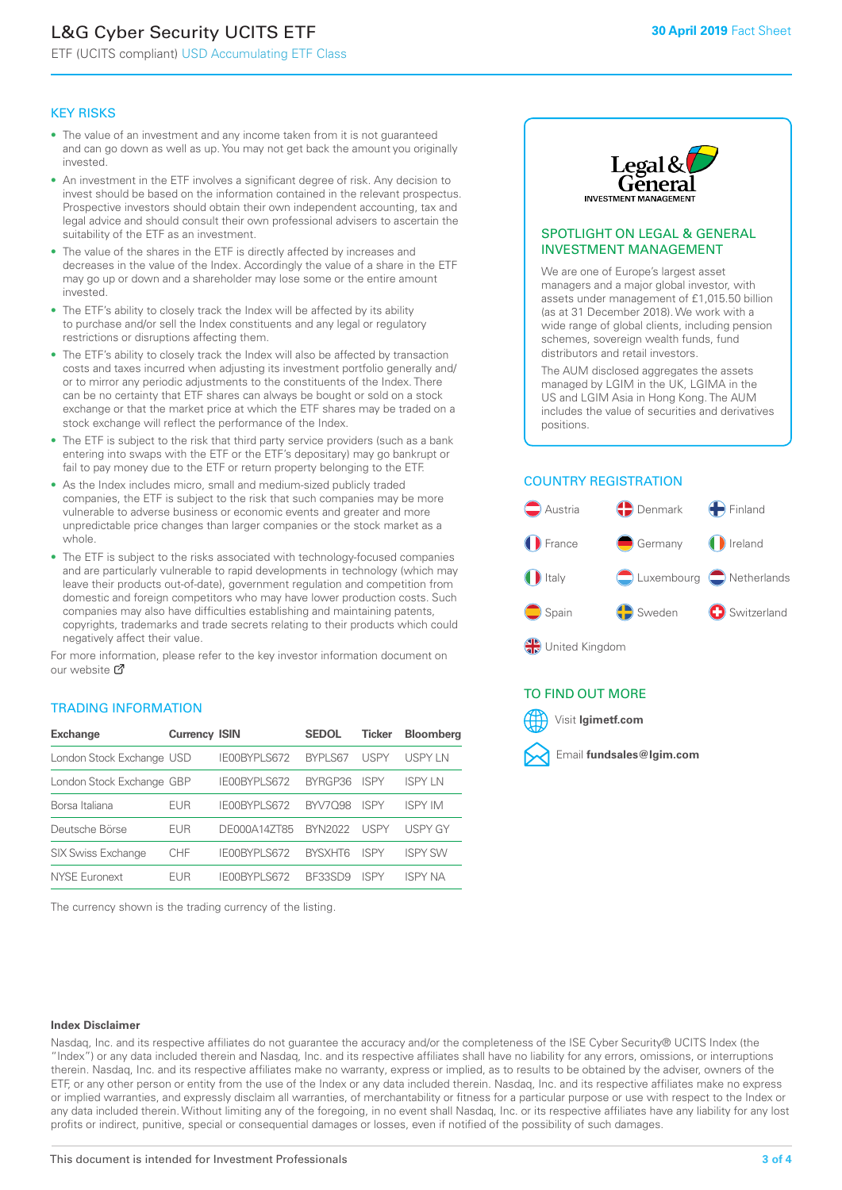# L&G Cyber Security UCITS ETF

ETF (UCITS compliant) USD Accumulating ETF Class

**30 April 2019** Fact Sheet

## KEY RISKS

- The value of an investment and any income taken from it is not guaranteed and can go down as well as up. You may not get back the amount you originally invested.
- An investment in the ETF involves a significant degree of risk. Any decision to invest should be based on the information contained in the relevant prospectus. Prospective investors should obtain their own independent accounting, tax and legal advice and should consult their own professional advisers to ascertain the suitability of the ETF as an investment.
- The value of the shares in the ETF is directly affected by increases and decreases in the value of the Index. Accordingly the value of a share in the ETF may go up or down and a shareholder may lose some or the entire amount invested.
- The ETF's ability to closely track the Index will be affected by its ability to purchase and/or sell the Index constituents and any legal or regulatory restrictions or disruptions affecting them.
- The ETF's ability to closely track the Index will also be affected by transaction costs and taxes incurred when adjusting its investment portfolio generally and/or to mirror any periodic adjustments to the constituents of the Index. There can be no certainty that ETF shares can always be bought or sold on a stock exchange or that the market price at which the ETF shares may be traded on a stock exchange will reflect the performance of the Index.
- The ETF is subject to the risk that third party service providers (such as a bank entering into swaps with the ETF or the ETF's depositary) may go bankrupt or fail to pay money due to the ETF or return property belonging to the ETF.
- As the Index includes micro, small and medium-sized publicly traded companies, the ETF is subject to the risk that such companies may be more vulnerable to adverse business or economic events and greater and more unpredictable price changes than larger companies or the stock market as a whole.
- The ETF is subject to the risks associated with technology-focused companies and are particularly vulnerable to rapid developments in technology (which may leave their products out-of-date), government regulation and competition from domestic and foreign competitors who may have lower production costs. Such companies may also have difficulties establishing and maintaining patents, copyrights, trademarks and trade secrets relating to their products which could negatively affect their value.

For more information, please refer to the key investor information document on our website

## TRADING INFORMATION

| Exchange | Currency | ISIN | SEDOL | Ticker | Bloomberg |
|---|---|---|---|---|---|
| London Stock Exchange | USD | IE00BYPLS672 | BYPLS67 | USPY | USPY LN |
| London Stock Exchange | GBP | IE00BYPLS672 | BYRGP36 | ISPY | ISPY LN |
| Borsa Italiana | EUR | IE00BYPLS672 | BYV7Q98 | ISPY | ISPY IM |
| Deutsche Börse | EUR | DE000A14ZT85 | BYN2022 | USPY | USPY GY |
| SIX Swiss Exchange | CHF | IE00BYPLS672 | BYSXHT6 | ISPY | ISPY SW |
| NYSE Euronext | EUR | IE00BYPLS672 | BF33SD9 | ISPY | ISPY NA |

The currency shown is the trading currency of the listing.

## SPOTLIGHT ON LEGAL & GENERAL INVESTMENT MANAGEMENT

We are one of Europe's largest asset managers and a major global investor, with assets under management of £1,015.50 billion (as at 31 December 2018). We work with a wide range of global clients, including pension schemes, sovereign wealth funds, fund distributors and retail investors.

The AUM disclosed aggregates the assets managed by LGIM in the UK, LGIMA in the US and LGIM Asia in Hong Kong. The AUM includes the value of securities and derivatives positions.

## COUNTRY REGISTRATION

Austria, Denmark, Finland, France, Germany, Ireland, Italy, Luxembourg, Netherlands, Spain, Sweden, Switzerland, United Kingdom

## TO FIND OUT MORE

Visit **lgimetf.com**

Email **fundsales@lgim.com**

**Index Disclaimer**

Nasdaq, Inc. and its respective affiliates do not guarantee the accuracy and/or the completeness of the ISE Cyber Security® UCITS Index (the "Index") or any data included therein and Nasdaq, Inc. and its respective affiliates shall have no liability for any errors, omissions, or interruptions therein. Nasdaq, Inc. and its respective affiliates make no warranty, express or implied, as to results to be obtained by the adviser, owners of the ETF, or any other person or entity from the use of the Index or any data included therein. Nasdaq, Inc. and its respective affiliates make no express or implied warranties, and expressly disclaim all warranties, of merchantability or fitness for a particular purpose or use with respect to the Index or any data included therein. Without limiting any of the foregoing, in no event shall Nasdaq, Inc. or its respective affiliates have any liability for any lost profits or indirect, punitive, special or consequential damages or losses, even if notified of the possibility of such damages.

This document is intended for Investment Professionals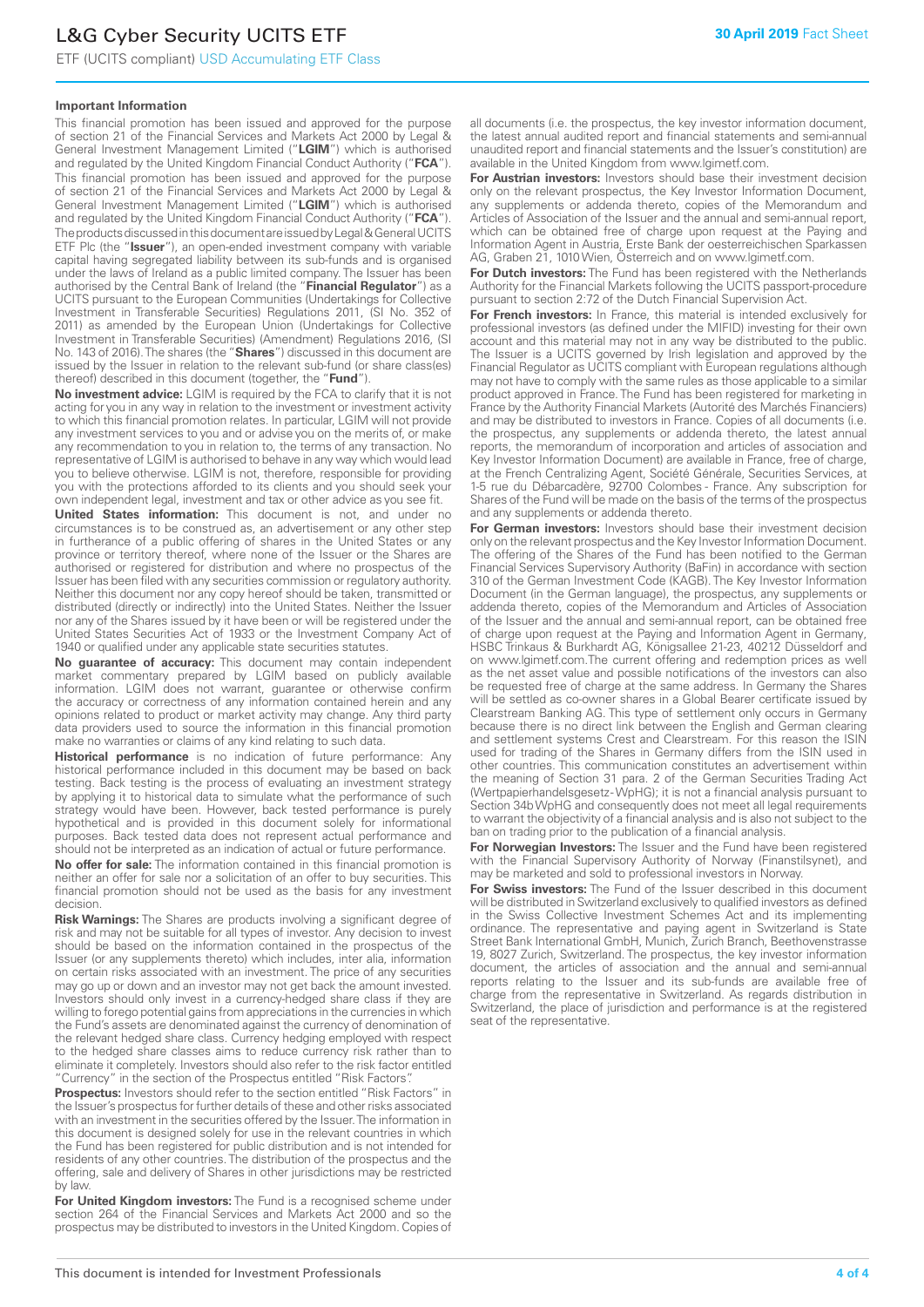**Important Information**

This financial promotion has been issued and approved for the purpose of section 21 of the Financial Services and Markets Act 2000 by Legal & General Investment Management Limited ("**LGIM**") which is authorised and regulated by the United Kingdom Financial Conduct Authority ("**FCA**"). This financial promotion has been issued and approved for the purpose of section 21 of the Financial Services and Markets Act 2000 by Legal & General Investment Management Limited ("**LGIM**") which is authorised and regulated by the United Kingdom Financial Conduct Authority ("**FCA**"). The products discussed in this document are issued by Legal & General UCITS ETF Plc (the "**Issuer**"), an open-ended investment company with variable capital having segregated liability between its sub-funds and is organised under the laws of Ireland as a public limited company. The Issuer has been authorised by the Central Bank of Ireland (the "**Financial Regulator**") as a UCITS pursuant to the European Communities (Undertakings for Collective Investment in Transferable Securities) Regulations 2011, (SI No. 352 of 2011) as amended by the European Union (Undertakings for Collective Investment in Transferable Securities) (Amendment) Regulations 2016, (SI No. 143 of 2016). The shares (the "**Shares**") discussed in this document are issued by the Issuer in relation to the relevant sub-fund (or share class(es) thereof) described in this document (together, the "**Fund**").

**No investment advice:** LGIM is required by the FCA to clarify that it is not acting for you in any way in relation to the investment or investment activity to which this financial promotion relates. In particular, LGIM will not provide any investment services to you and or advise you on the merits of, or make any recommendation to you in relation to, the terms of any transaction. No representative of LGIM is authorised to behave in any way which would lead you to believe otherwise. LGIM is not, therefore, responsible for providing you with the protections afforded to its clients and you should seek your own independent legal, investment and tax or other advice as you see fit.

**United States information:** This document is not, and under no circumstances is to be construed as, an advertisement or any other step in furtherance of a public offering of shares in the United States or any province or territory thereof, where none of the Issuer or the Shares are authorised or registered for distribution and where no prospectus of the Issuer has been filed with any securities commission or regulatory authority. Neither this document nor any copy hereof should be taken, transmitted or distributed (directly or indirectly) into the United States. Neither the Issuer nor any of the Shares issued by it have been or will be registered under the United States Securities Act of 1933 or the Investment Company Act of 1940 or qualified under any applicable state securities statutes.

**No guarantee of accuracy:** This document may contain independent market commentary prepared by LGIM based on publicly available information. LGIM does not warrant, guarantee or otherwise confirm the accuracy or correctness of any information contained herein and any opinions related to product or market activity may change. Any third party data providers used to source the information in this financial promotion make no warranties or claims of any kind relating to such data.

**Historical performance** is no indication of future performance: Any historical performance included in this document may be based on back testing. Back testing is the process of evaluating an investment strategy by applying it to historical data to simulate what the performance of such strategy would have been. However, back tested performance is purely hypothetical and is provided in this document solely for informational purposes. Back tested data does not represent actual performance and should not be interpreted as an indication of actual or future performance.

**No offer for sale:** The information contained in this financial promotion is neither an offer for sale nor a solicitation of an offer to buy securities. This financial promotion should not be used as the basis for any investment decision.

**Risk Warnings:** The Shares are products involving a significant degree of risk and may not be suitable for all types of investor. Any decision to invest should be based on the information contained in the prospectus of the Issuer (or any supplements thereto) which includes, inter alia, information on certain risks associated with an investment. The price of any securities may go up or down and an investor may not get back the amount invested. Investors should only invest in a currency-hedged share class if they are willing to forego potential gains from appreciations in the currencies in which the Fund's assets are denominated against the currency of denomination of the relevant hedged share class. Currency hedging employed with respect to the hedged share classes aims to reduce currency risk rather than to eliminate it completely. Investors should also refer to the risk factor entitled "Currency" in the section of the Prospectus entitled "Risk Factors".

**Prospectus:** Investors should refer to the section entitled "Risk Factors" in the Issuer's prospectus for further details of these and other risks associated with an investment in the securities offered by the Issuer. The information in this document is designed solely for use in the relevant countries in which the Fund has been registered for public distribution and is not intended for residents of any other countries. The distribution of the prospectus and the offering, sale and delivery of Shares in other jurisdictions may be restricted by law.

**For United Kingdom investors:** The Fund is a recognised scheme under section 264 of the Financial Services and Markets Act 2000 and so the prospectus may be distributed to investors in the United Kingdom. Copies of all documents (i.e. the prospectus, the key investor information document, the latest annual audited report and financial statements and semi-annual unaudited report and financial statements and the Issuer's constitution) are available in the United Kingdom from www.lgimetf.com.

**For Austrian investors:** Investors should base their investment decision only on the relevant prospectus, the Key Investor Information Document, any supplements or addenda thereto, copies of the Memorandum and Articles of Association of the Issuer and the annual and semi-annual report, which can be obtained free of charge upon request at the Paying and Information Agent in Austria, Erste Bank der oesterreichischen Sparkassen AG, Graben 21, 1010 Wien, Österreich and on www.lgimetf.com.

**For Dutch investors:** The Fund has been registered with the Netherlands Authority for the Financial Markets following the UCITS passport-procedure pursuant to section 2:72 of the Dutch Financial Supervision Act.

**For French investors:** In France, this material is intended exclusively for professional investors (as defined under the MIFID) investing for their own account and this material may not in any way be distributed to the public. The Issuer is a UCITS governed by Irish legislation and approved by the Financial Regulator as UCITS compliant with European regulations although may not have to comply with the same rules as those applicable to a similar product approved in France. The Fund has been registered for marketing in France by the Authority Financial Markets (Autorité des Marchés Financiers) and may be distributed to investors in France. Copies of all documents (i.e. the prospectus, any supplements or addenda thereto, the latest annual reports, the memorandum of incorporation and articles of association and Key Investor Information Document) are available in France, free of charge, at the French Centralizing Agent, Société Générale, Securities Services, at 1-5 rue du Débarcadère, 92700 Colombes - France. Any subscription for Shares of the Fund will be made on the basis of the terms of the prospectus and any supplements or addenda thereto.

**For German investors:** Investors should base their investment decision only on the relevant prospectus and the Key Investor Information Document. The offering of the Shares of the Fund has been notified to the German Financial Services Supervisory Authority (BaFin) in accordance with section 310 of the German Investment Code (KAGB). The Key Investor Information Document (in the German language), the prospectus, any supplements or addenda thereto, copies of the Memorandum and Articles of Association of the Issuer and the annual and semi-annual report, can be obtained free of charge upon request at the Paying and Information Agent in Germany, HSBC Trinkaus & Burkhardt AG, Königsallee 21-23, 40212 Düsseldorf and on www.lgimetf.com.The current offering and redemption prices as well as the net asset value and possible notifications of the investors can also be requested free of charge at the same address. In Germany the Shares will be settled as co-owner shares in a Global Bearer certificate issued by Clearstream Banking AG. This type of settlement only occurs in Germany because there is no direct link between the English and German clearing and settlement systems Crest and Clearstream. For this reason the ISIN used for trading of the Shares in Germany differs from the ISIN used in other countries. This communication constitutes an advertisement within the meaning of Section 31 para. 2 of the German Securities Trading Act (Wertpapierhandelsgesetz - WpHG); it is not a financial analysis pursuant to Section 34b WpHG and consequently does not meet all legal requirements to warrant the objectivity of a financial analysis and is also not subject to the ban on trading prior to the publication of a financial analysis.

**For Norwegian Investors:** The Issuer and the Fund have been registered with the Financial Supervisory Authority of Norway (Finanstilsynet), and may be marketed and sold to professional investors in Norway.

**For Swiss investors:** The Fund of the Issuer described in this document will be distributed in Switzerland exclusively to qualified investors as defined in the Swiss Collective Investment Schemes Act and its implementing ordinance. The representative and paying agent in Switzerland is State Street Bank International GmbH, Munich, Zurich Branch, Beethovenstrasse 19, 8027 Zurich, Switzerland. The prospectus, the key investor information document, the articles of association and the annual and semi-annual reports relating to the Issuer and its sub-funds are available free of charge from the representative in Switzerland. As regards distribution in Switzerland, the place of jurisdiction and performance is at the registered seat of the representative.